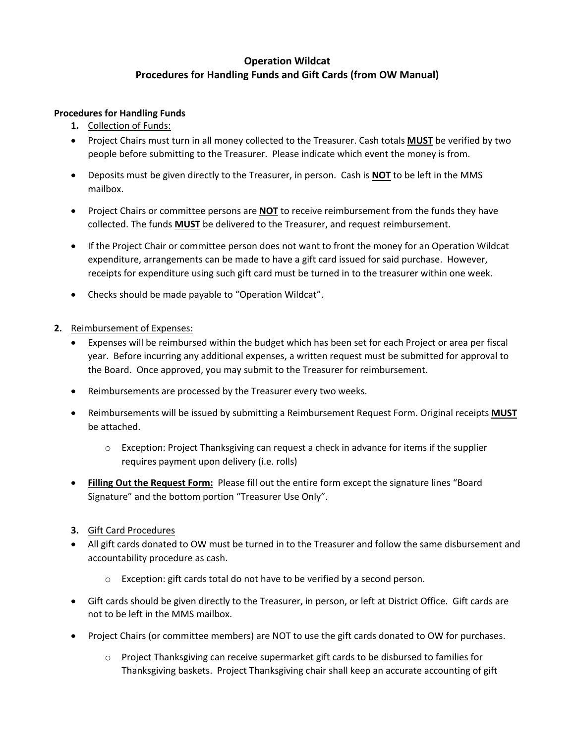# Operation Wildcat
## Procedures for Handling Funds and Gift Cards (from OW Manual)

**Procedures for Handling Funds**

1. Collection of Funds:

- Project Chairs must turn in all money collected to the Treasurer. Cash totals **MUST** be verified by two people before submitting to the Treasurer. Please indicate which event the money is from.
- Deposits must be given directly to the Treasurer, in person. Cash is **NOT** to be left in the MMS mailbox.
- Project Chairs or committee persons are **NOT** to receive reimbursement from the funds they have collected. The funds **MUST** be delivered to the Treasurer, and request reimbursement.
- If the Project Chair or committee person does not want to front the money for an Operation Wildcat expenditure, arrangements can be made to have a gift card issued for said purchase. However, receipts for expenditure using such gift card must be turned in to the treasurer within one week.
- Checks should be made payable to "Operation Wildcat".

2. Reimbursement of Expenses:

- Expenses will be reimbursed within the budget which has been set for each Project or area per fiscal year. Before incurring any additional expenses, a written request must be submitted for approval to the Board. Once approved, you may submit to the Treasurer for reimbursement.
- Reimbursements are processed by the Treasurer every two weeks.
- Reimbursements will be issued by submitting a Reimbursement Request Form. Original receipts **MUST** be attached.
    - Exception: Project Thanksgiving can request a check in advance for items if the supplier requires payment upon delivery (i.e. rolls)
- **Filling Out the Request Form:** Please fill out the entire form except the signature lines "Board Signature" and the bottom portion "Treasurer Use Only".

3. Gift Card Procedures

- All gift cards donated to OW must be turned in to the Treasurer and follow the same disbursement and accountability procedure as cash.
    - Exception: gift cards total do not have to be verified by a second person.
- Gift cards should be given directly to the Treasurer, in person, or left at District Office. Gift cards are not to be left in the MMS mailbox.
- Project Chairs (or committee members) are NOT to use the gift cards donated to OW for purchases.
    - Project Thanksgiving can receive supermarket gift cards to be disbursed to families for Thanksgiving baskets. Project Thanksgiving chair shall keep an accurate accounting of gift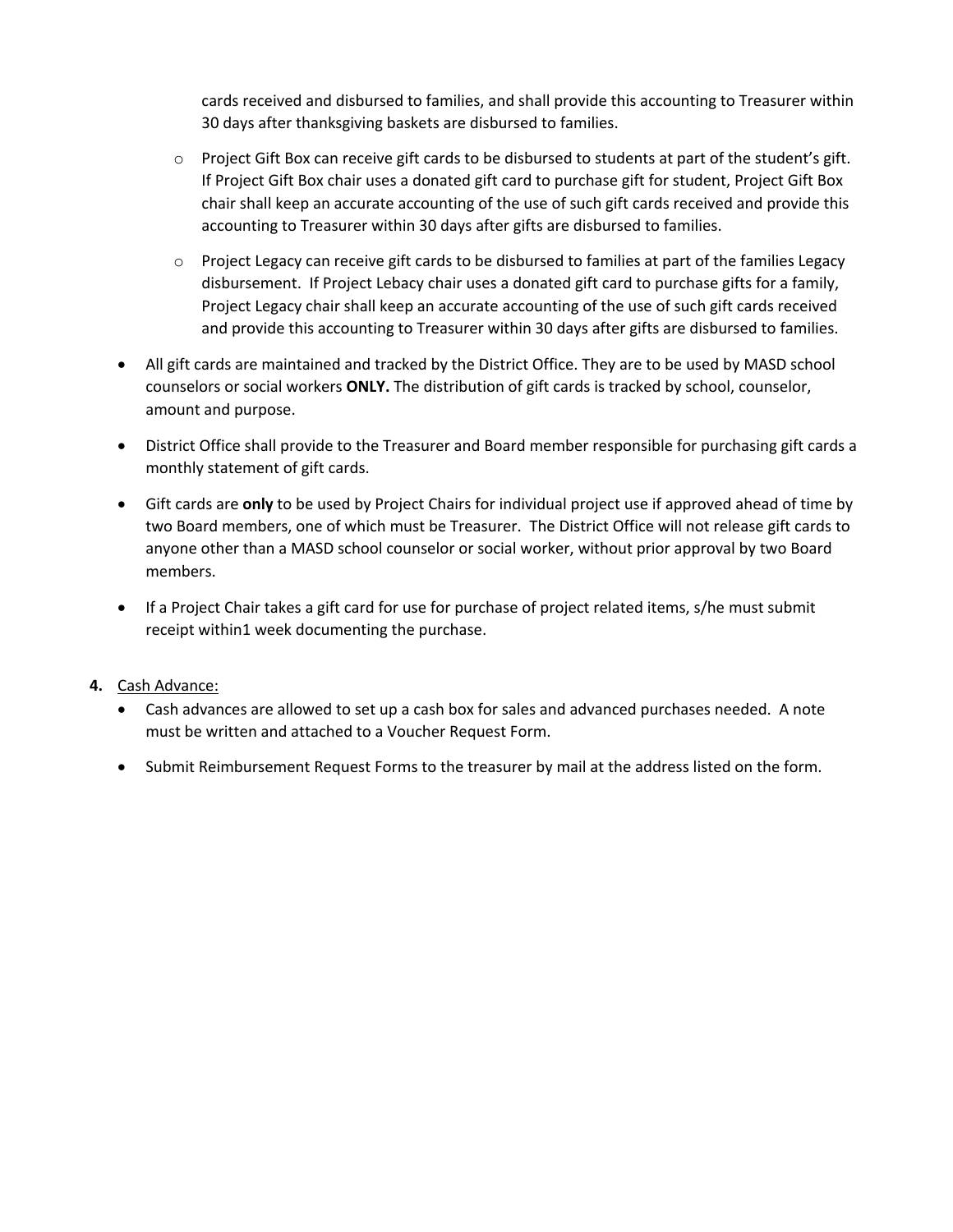cards received and disbursed to families, and shall provide this accounting to Treasurer within 30 days after thanksgiving baskets are disbursed to families.

  - Project Gift Box can receive gift cards to be disbursed to students at part of the student's gift. If Project Gift Box chair uses a donated gift card to purchase gift for student, Project Gift Box chair shall keep an accurate accounting of the use of such gift cards received and provide this accounting to Treasurer within 30 days after gifts are disbursed to families.

  - Project Legacy can receive gift cards to be disbursed to families at part of the families Legacy disbursement. If Project Lebacy chair uses a donated gift card to purchase gifts for a family, Project Legacy chair shall keep an accurate accounting of the use of such gift cards received and provide this accounting to Treasurer within 30 days after gifts are disbursed to families.

- All gift cards are maintained and tracked by the District Office. They are to be used by MASD school counselors or social workers **ONLY.** The distribution of gift cards is tracked by school, counselor, amount and purpose.

- District Office shall provide to the Treasurer and Board member responsible for purchasing gift cards a monthly statement of gift cards.

- Gift cards are **only** to be used by Project Chairs for individual project use if approved ahead of time by two Board members, one of which must be Treasurer. The District Office will not release gift cards to anyone other than a MASD school counselor or social worker, without prior approval by two Board members.

- If a Project Chair takes a gift card for use for purchase of project related items, s/he must submit receipt within1 week documenting the purchase.

**4.** <u>Cash Advance:</u>

- Cash advances are allowed to set up a cash box for sales and advanced purchases needed. A note must be written and attached to a Voucher Request Form.

- Submit Reimbursement Request Forms to the treasurer by mail at the address listed on the form.